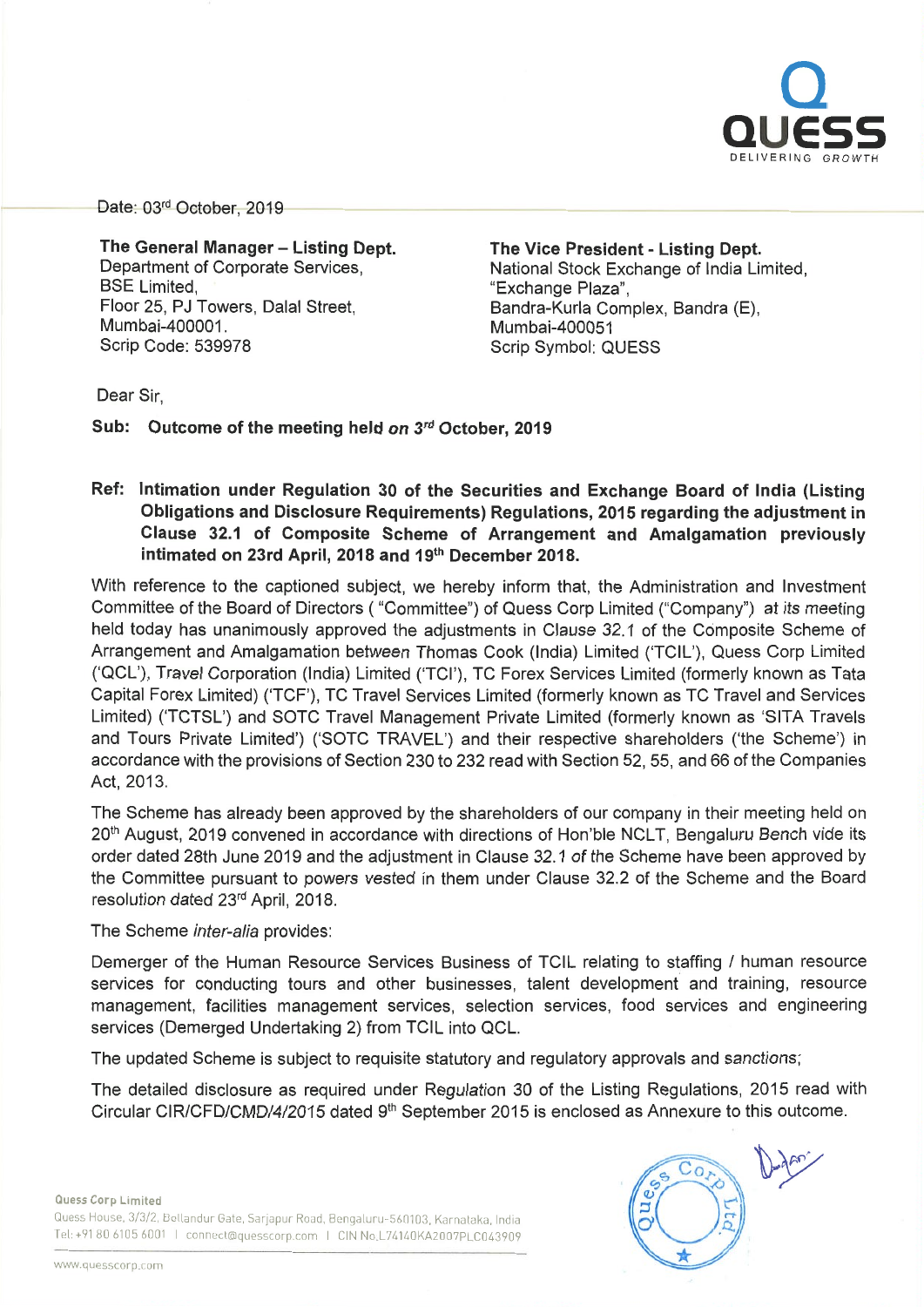Date: 03rd October, 2019

**The General Manager – Listing Dept.**
Department of Corporate Services,
BSE Limited,
Floor 25, PJ Towers, Dalal Street,
Mumbai-400001.
Scrip Code: 539978

**The Vice President - Listing Dept.**
National Stock Exchange of India Limited,
"Exchange Plaza",
Bandra-Kurla Complex, Bandra (E),
Mumbai-400051
Scrip Symbol: QUESS

Dear Sir,

**Sub: Outcome of the meeting held *on* 3rd October, 2019**

**Ref: Intimation under Regulation 30 of the Securities and Exchange Board of India (Listing Obligations and Disclosure Requirements) Regulations, 2015 regarding the adjustment in Clause 32.1 of Composite Scheme of Arrangement and Amalgamation previously intimated on 23rd April, 2018 and 19th December 2018.**

With reference to the captioned subject, we hereby inform that, the Administration and Investment Committee of the Board of Directors ( "Committee") of Quess Corp Limited ("Company") at its meeting held today has unanimously approved the adjustments in Clause 32.1 of the Composite Scheme of Arrangement and Amalgamation between Thomas Cook (India) Limited ('TCIL'), Quess Corp Limited ('QCL'), Travel Corporation (India) Limited ('TCI'), TC Forex Services Limited (formerly known as Tata Capital Forex Limited) ('TCF'), TC Travel Services Limited (formerly known as TC Travel and Services Limited) ('TCTSL') and SOTC Travel Management Private Limited (formerly known as 'SITA Travels and Tours Private Limited') ('SOTC TRAVEL') and their respective shareholders ('the Scheme') in accordance with the provisions of Section 230 to 232 read with Section 52, 55, and 66 of the Companies Act, 2013.

The Scheme has already been approved by the shareholders of our company in their meeting held on 20th August, 2019 convened in accordance with directions of Hon'ble NCLT, Bengaluru Bench vide its order dated 28th June 2019 and the adjustment in Clause 32.1 of the Scheme have been approved by the Committee pursuant to powers vested in them under Clause 32.2 of the Scheme and the Board resolution dated 23rd April, 2018.

The Scheme *inter-alia* provides:

Demerger of the Human Resource Services Business of TCIL relating to staffing / human resource services for conducting tours and other businesses, talent development and training, resource management, facilities management services, selection services, food services and engineering services (Demerged Undertaking 2) from TCIL into QCL.

The updated Scheme is subject to requisite statutory and regulatory approvals and sanctions;

The detailed disclosure as required under Regulation 30 of the Listing Regulations, 2015 read with Circular CIR/CFD/CMD/4/2015 dated 9th September 2015 is enclosed as Annexure to this outcome.

Quess Corp Limited
Quess House, 3/3/2, Bellandur Gate, Sarjapur Road, Bengaluru-560103, Karnataka, India
Tel: +91 80 6105 6001 | connect@quesscorp.com | CIN No.L74140KA2007PLC043909

www.quesscorp.com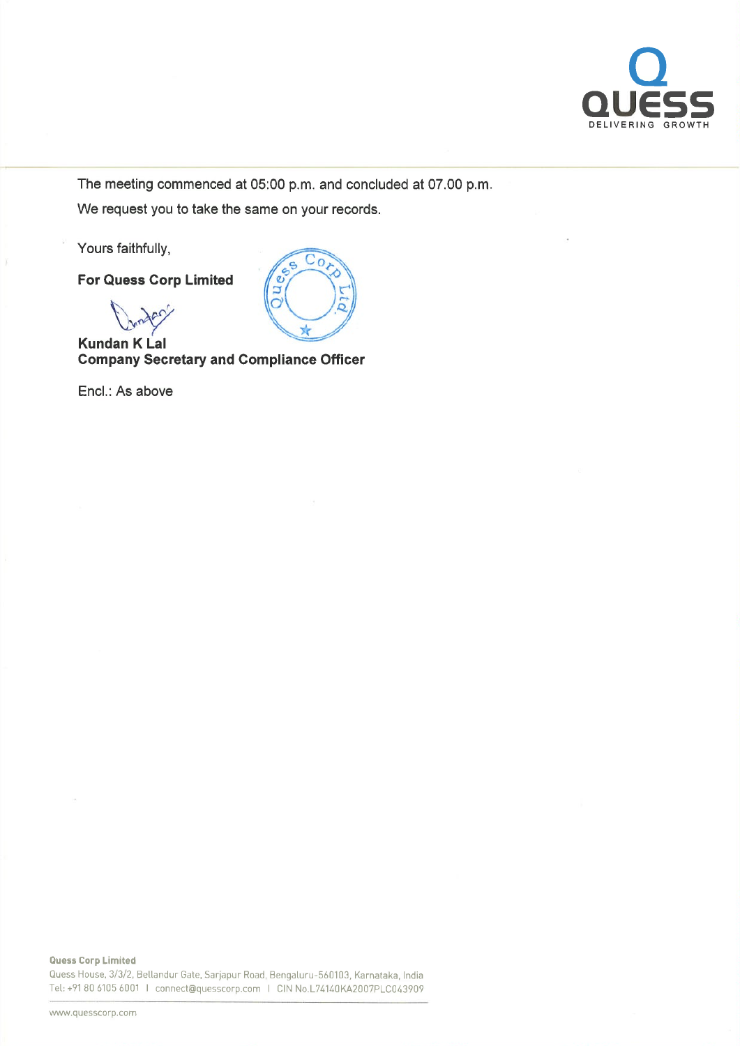The meeting commenced at 05:00 p.m. and concluded at 07.00 p.m.

We request you to take the same on your records.

Yours faithfully,

**For Quess Corp Limited**

**Kundan K Lal**
**Company Secretary and Compliance Officer**

Encl.: As above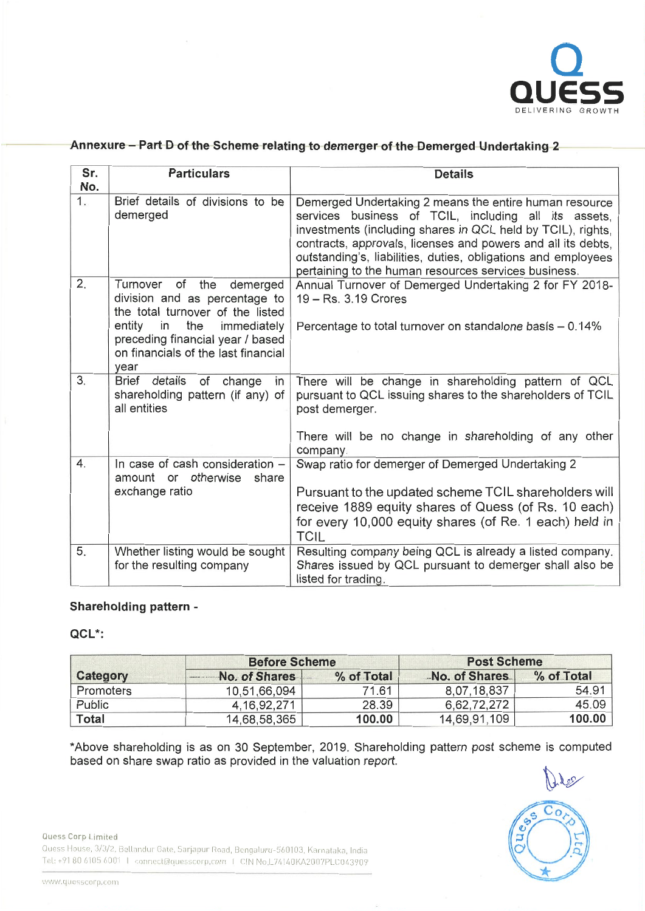## Annexure – Part D of the Scheme relating to demerger of the Demerged Undertaking 2

| Sr. No. | Particulars | Details |
|---|---|---|
| 1. | Brief details of divisions to be demerged | Demerged Undertaking 2 means the entire human resource services business of TCIL, including all its assets, investments (including shares in QCL held by TCIL), rights, contracts, approvals, licenses and powers and all its debts, outstanding's, liabilities, duties, obligations and employees pertaining to the human resources services business. |
| 2. | Turnover of the demerged division and as percentage to the total turnover of the listed entity in the immediately preceding financial year / based on financials of the last financial year | Annual Turnover of Demerged Undertaking 2 for FY 2018-19 – Rs. 3.19 Crores<br><br>Percentage to total turnover on standalone basis – 0.14% |
| 3. | Brief details of change in shareholding pattern (if any) of all entities | There will be change in shareholding pattern of QCL pursuant to QCL issuing shares to the shareholders of TCIL post demerger.<br><br>There will be no change in shareholding of any other company. |
| 4. | In case of cash consideration – amount or otherwise share exchange ratio | Swap ratio for demerger of Demerged Undertaking 2<br><br>Pursuant to the updated scheme TCIL shareholders will receive 1889 equity shares of Quess (of Rs. 10 each) for every 10,000 equity shares (of Re. 1 each) held in TCIL |
| 5. | Whether listing would be sought for the resulting company | Resulting company being QCL is already a listed company. Shares issued by QCL pursuant to demerger shall also be listed for trading. |

**Shareholding pattern -**

**QCL*:**

| Category | Before Scheme | | Post Scheme | |
|---|---|---|---|---|
| | No. of Shares | % of Total | No. of Shares | % of Total |
| Promoters | 10,51,66,094 | 71.61 | 8,07,18,837 | 54.91 |
| Public | 4,16,92,271 | 28.39 | 6,62,72,272 | 45.09 |
| **Total** | 14,68,58,365 | **100.00** | 14,69,91,109 | **100.00** |

*Above shareholding is as on 30 September, 2019. Shareholding pattern post scheme is computed based on share swap ratio as provided in the valuation report.

Quess Corp Limited
Quess House, 3/3/2, Bellandur Gate, Sarjapur Road, Bengaluru-560103, Karnataka, India
Tel: +91 80 6105 6001 | connect@quesscorp.com | CIN No.L74140KA2007PLC043909

www.quesscorp.com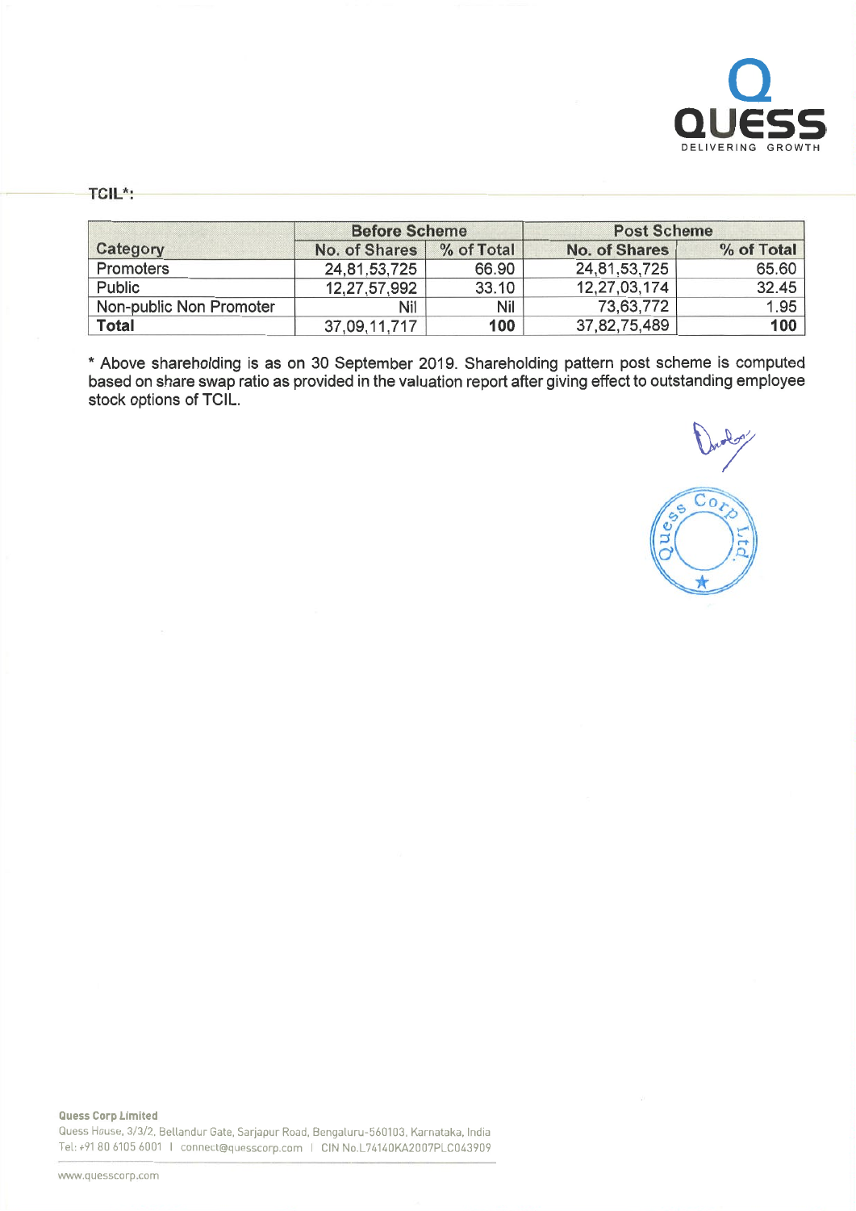TCIL*:

| Category | Before Scheme | | Post Scheme | |
|---|---|---|---|---|
| | No. of Shares | % of Total | No. of Shares | % of Total |
| Promoters | 24,81,53,725 | 66.90 | 24,81,53,725 | 65.60 |
| Public | 12,27,57,992 | 33.10 | 12,27,03,174 | 32.45 |
| Non-public Non Promoter | Nil | Nil | 73,63,772 | 1.95 |
| **Total** | 37,09,11,717 | **100** | 37,82,75,489 | **100** |

* Above shareholding is as on 30 September 2019. Shareholding pattern post scheme is computed based on share swap ratio as provided in the valuation report after giving effect to outstanding employee stock options of TCIL.